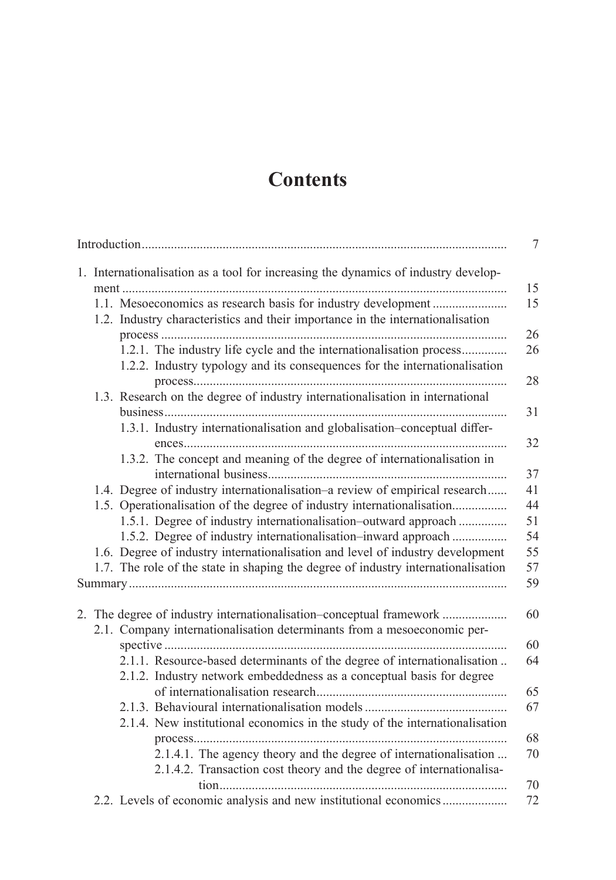# Contents

| | |
|---|---|
| Introduction | 7 |
| 1. Internationalisation as a tool for increasing the dynamics of industry development | 15 |
| 1.1. Mesoeconomics as research basis for industry development | 15 |
| 1.2. Industry characteristics and their importance in the internationalisation process | 26 |
| 1.2.1. The industry life cycle and the internationalisation process | 26 |
| 1.2.2. Industry typology and its consequences for the internationalisation process | 28 |
| 1.3. Research on the degree of industry internationalisation in international business | 31 |
| 1.3.1. Industry internationalisation and globalisation–conceptual differences | 32 |
| 1.3.2. The concept and meaning of the degree of internationalisation in international business | 37 |
| 1.4. Degree of industry internationalisation–a review of empirical research | 41 |
| 1.5. Operationalisation of the degree of industry internationalisation | 44 |
| 1.5.1. Degree of industry internationalisation–outward approach | 51 |
| 1.5.2. Degree of industry internationalisation–inward approach | 54 |
| 1.6. Degree of industry internationalisation and level of industry development | 55 |
| 1.7. The role of the state in shaping the degree of industry internationalisation | 57 |
| Summary | 59 |
| 2. The degree of industry internationalisation–conceptual framework | 60 |
| 2.1. Company internationalisation determinants from a mesoeconomic perspective | 60 |
| 2.1.1. Resource-based determinants of the degree of internationalisation | 64 |
| 2.1.2. Industry network embeddedness as a conceptual basis for degree of internationalisation research | 65 |
| 2.1.3. Behavioural internationalisation models | 67 |
| 2.1.4. New institutional economics in the study of the internationalisation process | 68 |
| 2.1.4.1. The agency theory and the degree of internationalisation | 70 |
| 2.1.4.2. Transaction cost theory and the degree of internationalisation | 70 |
| 2.2. Levels of economic analysis and new institutional economics | 72 |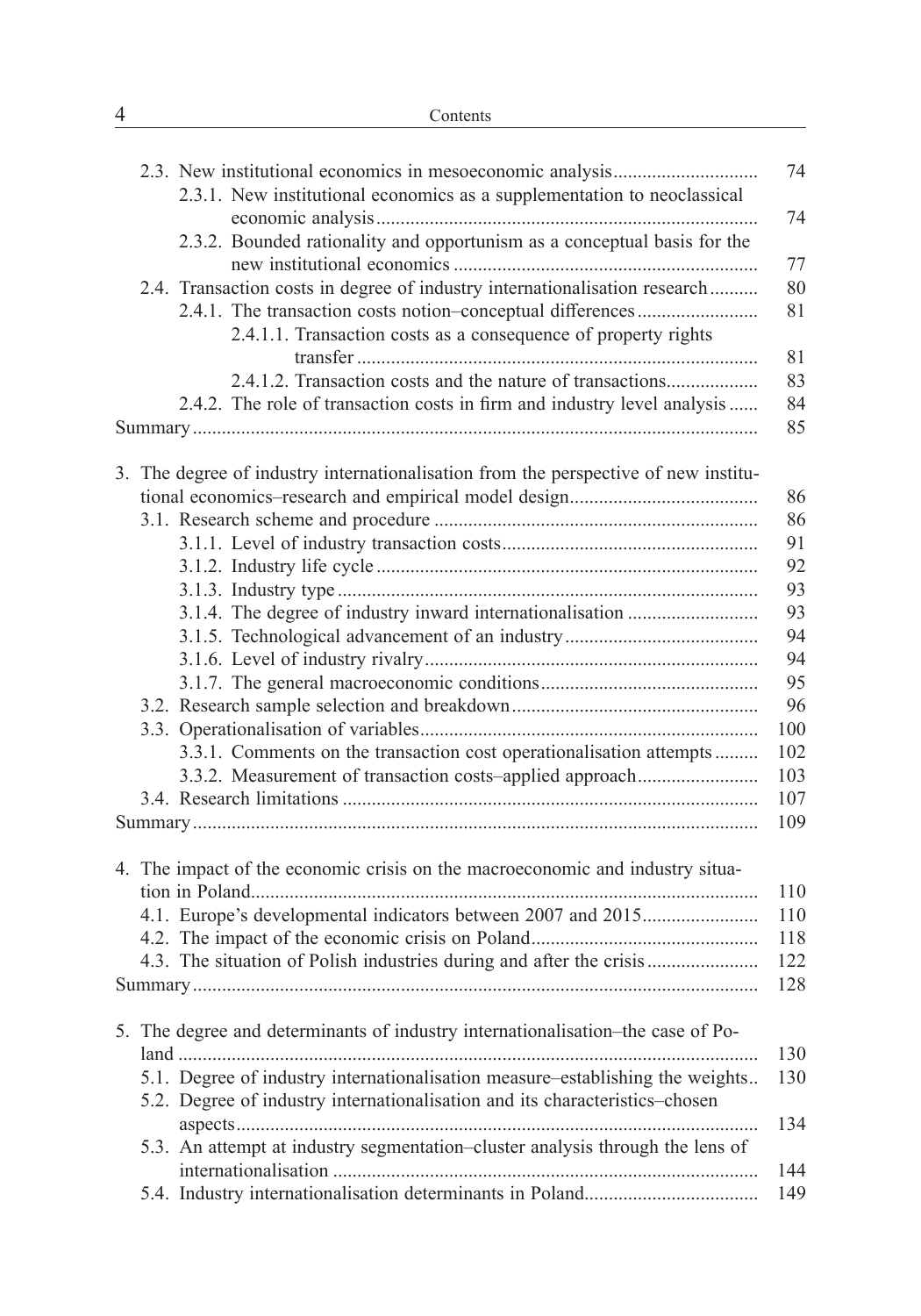2.3. New institutional economics in mesoeconomic analysis ............................. 74
   2.3.1. New institutional economics as a supplementation to neoclassical economic analysis ............................................................................. 74
   2.3.2. Bounded rationality and opportunism as a conceptual basis for the new institutional economics ............................................................... 77
2.4. Transaction costs in degree of industry internationalisation research .......... 80
   2.4.1. The transaction costs notion–conceptual differences ......................... 81
      2.4.1.1. Transaction costs as a consequence of property rights transfer ................................................................................... 81
      2.4.1.2. Transaction costs and the nature of transactions.................. 83
   2.4.2. The role of transaction costs in firm and industry level analysis ...... 84
Summary ................................................................................................... 85

3. The degree of industry internationalisation from the perspective of new institutional economics–research and empirical model design....................................... 86
   3.1. Research scheme and procedure .................................................................. 86
      3.1.1. Level of industry transaction costs .................................................... 91
      3.1.2. Industry life cycle ............................................................................. 92
      3.1.3. Industry type ..................................................................................... 93
      3.1.4. The degree of industry inward internationalisation .......................... 93
      3.1.5. Technological advancement of an industry ....................................... 94
      3.1.6. Level of industry rivalry .................................................................... 94
      3.1.7. The general macroeconomic conditions ............................................ 95
   3.2. Research sample selection and breakdown .................................................. 96
   3.3. Operationalisation of variables ..................................................................... 100
      3.3.1. Comments on the transaction cost operationalisation attempts ......... 102
      3.3.2. Measurement of transaction costs–applied approach ........................ 103
   3.4. Research limitations ..................................................................................... 107
Summary ................................................................................................... 109

4. The impact of the economic crisis on the macroeconomic and industry situation in Poland........................................................................................................ 110
   4.1. Europe's developmental indicators between 2007 and 2015 ....................... 110
   4.2. The impact of the economic crisis on Poland .............................................. 118
   4.3. The situation of Polish industries during and after the crisis ...................... 122
Summary ................................................................................................... 128

5. The degree and determinants of industry internationalisation–the case of Poland ...................................................................................................... 130
   5.1. Degree of industry internationalisation measure–establishing the weights.. 130
   5.2. Degree of industry internationalisation and its characteristics–chosen aspects ........................................................................................................ 134
   5.3. An attempt at industry segmentation–cluster analysis through the lens of internationalisation ....................................................................................... 144
   5.4. Industry internationalisation determinants in Poland................................... 149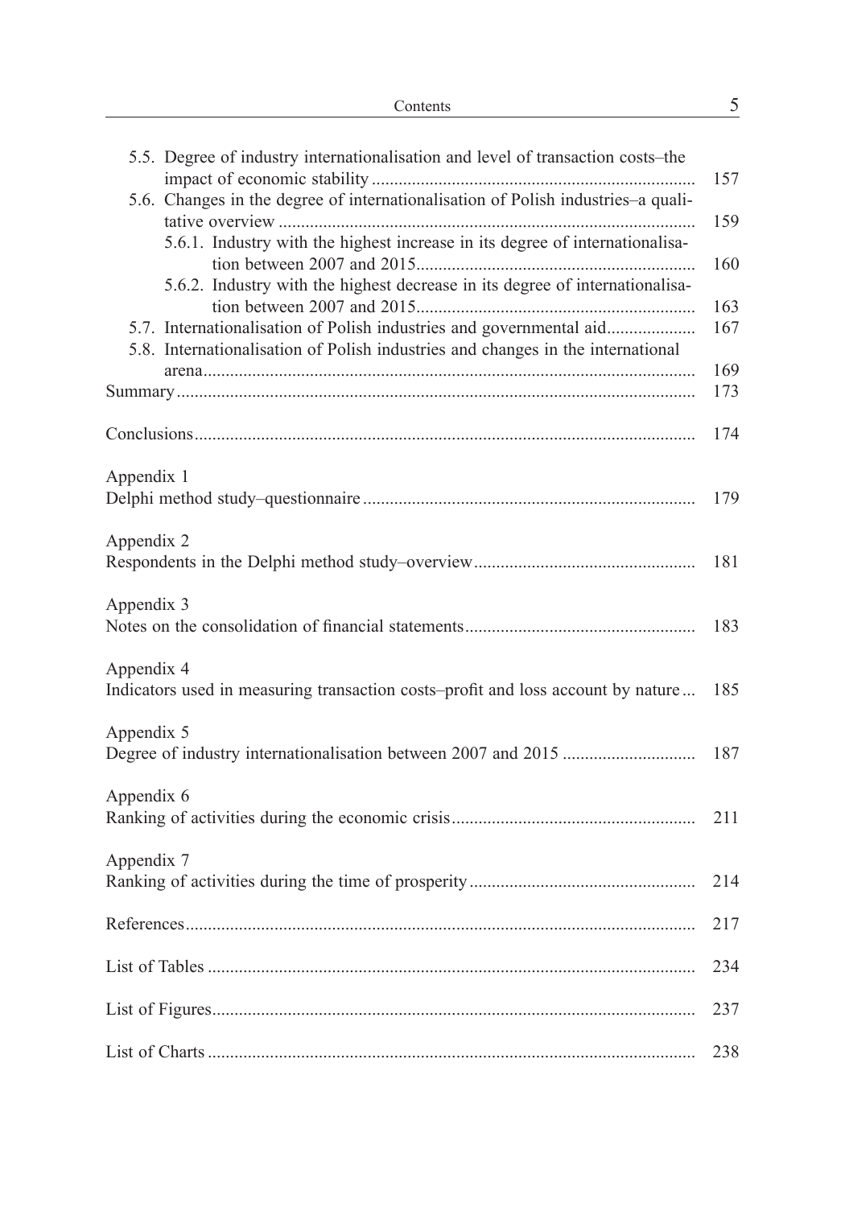5.5. Degree of industry internationalisation and level of transaction costs–the impact of economic stability ........ 157
5.6. Changes in the degree of internationalisation of Polish industries–a qualitative overview ........ 159
   5.6.1. Industry with the highest increase in its degree of internationalisation between 2007 and 2015 ........ 160
   5.6.2. Industry with the highest decrease in its degree of internationalisation between 2007 and 2015 ........ 163
5.7. Internationalisation of Polish industries and governmental aid ........ 167
5.8. Internationalisation of Polish industries and changes in the international arena ........ 169

Summary ........ 173

Conclusions ........ 174

Appendix 1
Delphi method study–questionnaire ........ 179

Appendix 2
Respondents in the Delphi method study–overview ........ 181

Appendix 3
Notes on the consolidation of financial statements ........ 183

Appendix 4
Indicators used in measuring transaction costs–profit and loss account by nature ........ 185

Appendix 5
Degree of industry internationalisation between 2007 and 2015 ........ 187

Appendix 6
Ranking of activities during the economic crisis ........ 211

Appendix 7
Ranking of activities during the time of prosperity ........ 214

References ........ 217

List of Tables ........ 234

List of Figures ........ 237

List of Charts ........ 238